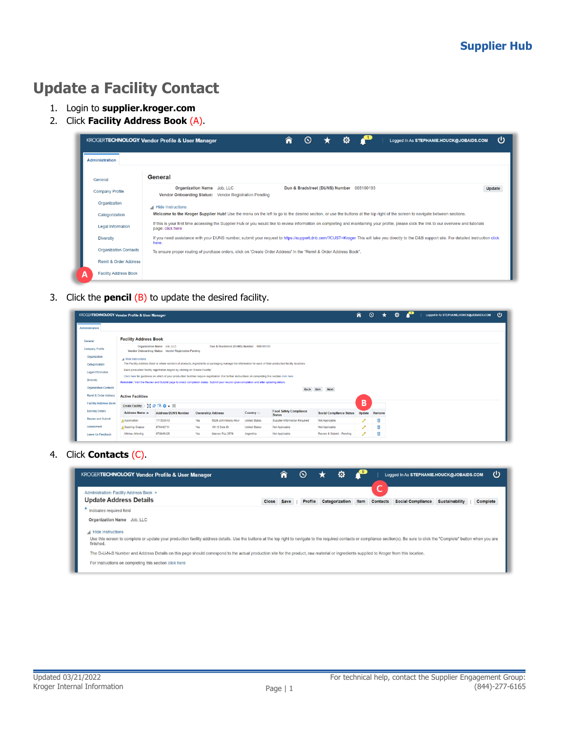# Update a Facility Contact

1. Login to **supplier.kroger.com**
2. Click **Facility Address Book** (A).
3. Click the **pencil** (B) to update the desired facility.
4. Click **Contacts** (C).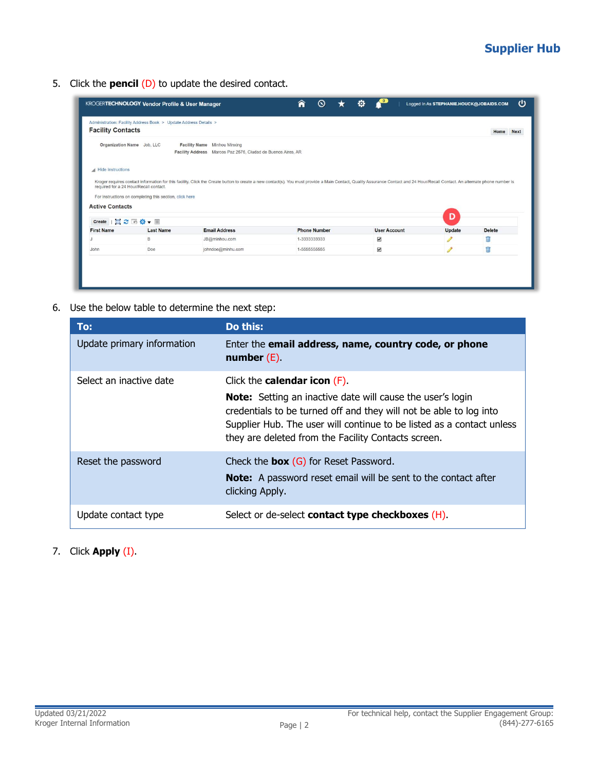5. Click the **pencil** (D) to update the desired contact.

6. Use the below table to determine the next step:

| To: | Do this: |
|---|---|
| Update primary information | Enter the **email address, name, country code, or phone number** (E). |
| Select an inactive date | Click the **calendar icon** (F). **Note:** Setting an inactive date will cause the user's login credentials to be turned off and they will not be able to log into Supplier Hub. The user will continue to be listed as a contact unless they are deleted from the Facility Contacts screen. |
| Reset the password | Check the **box** (G) for Reset Password. **Note:** A password reset email will be sent to the contact after clicking Apply. |
| Update contact type | Select or de-select **contact type checkboxes** (H). |

7. Click **Apply** (I).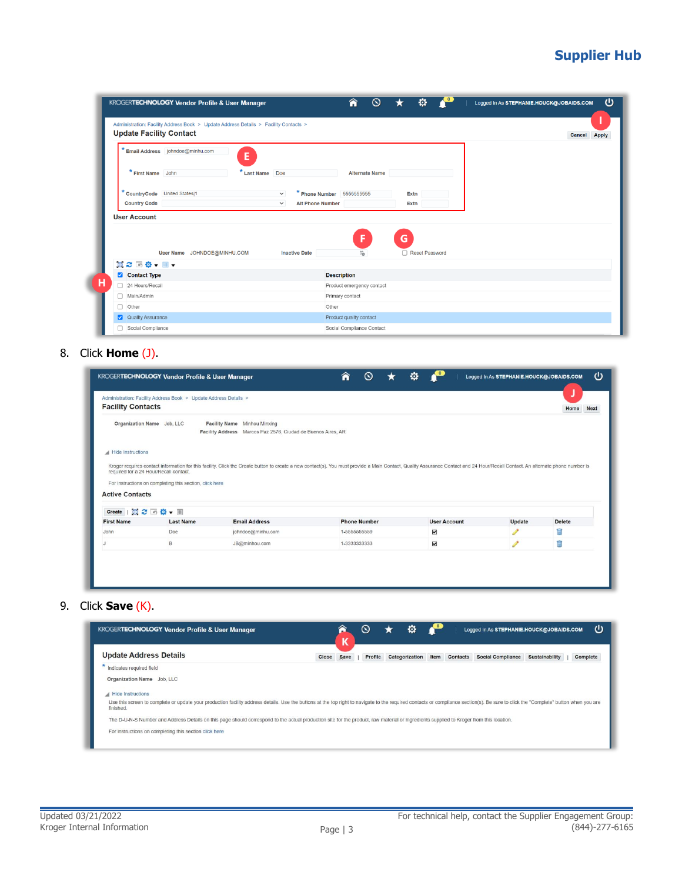8. Click **Home** (J).

9. Click **Save** (K).